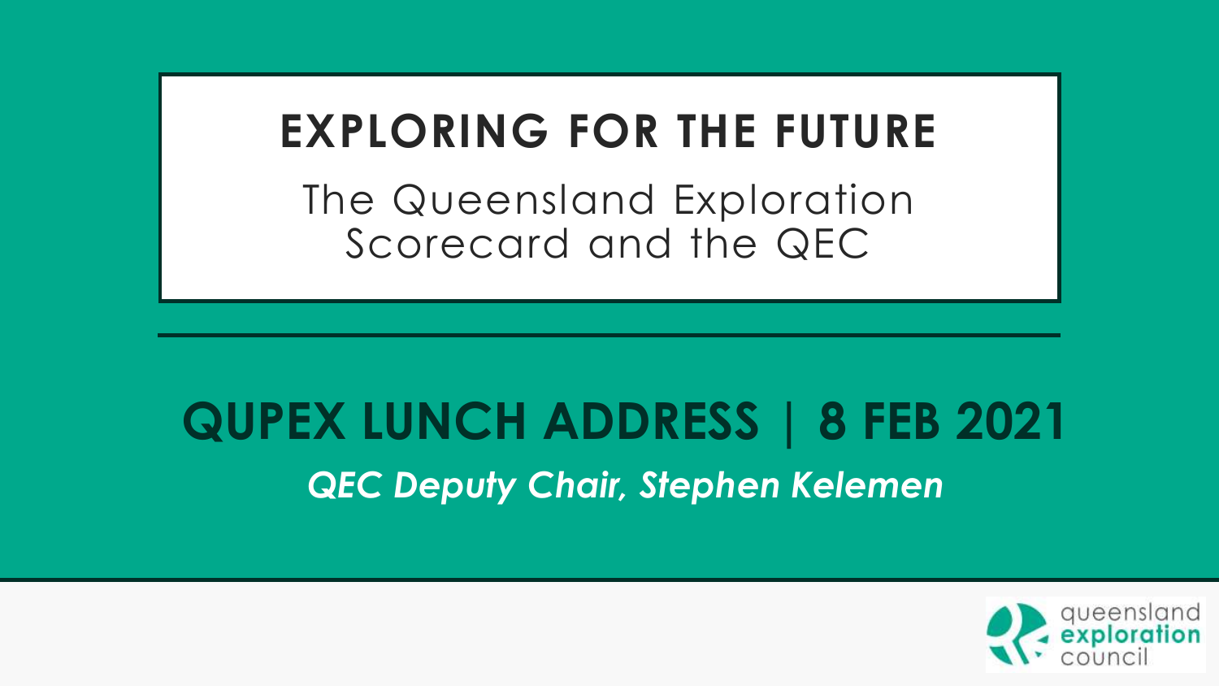# EXPLORING FOR THE FUTURE

The Queensland Exploration Scorecard and the QEC

## QUPEX LUNCH ADDRESS | 8 FEB 2021

*QEC Deputy Chair, Stephen Kelemen*

queensland **exploration** council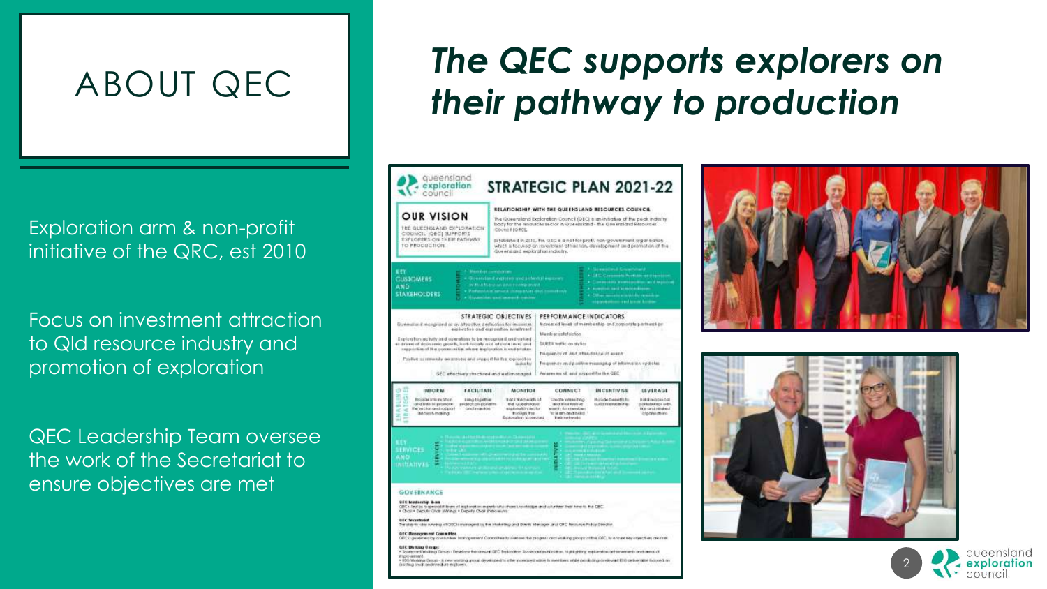# ABOUT QEC

## *The QEC supports explorers on their pathway to production*

Exploration arm & non-profit initiative of the QRC, est 2010

Focus on investment attraction to Qld resource industry and promotion of exploration

QEC Leadership Team oversee the work of the Secretariat to ensure objectives are met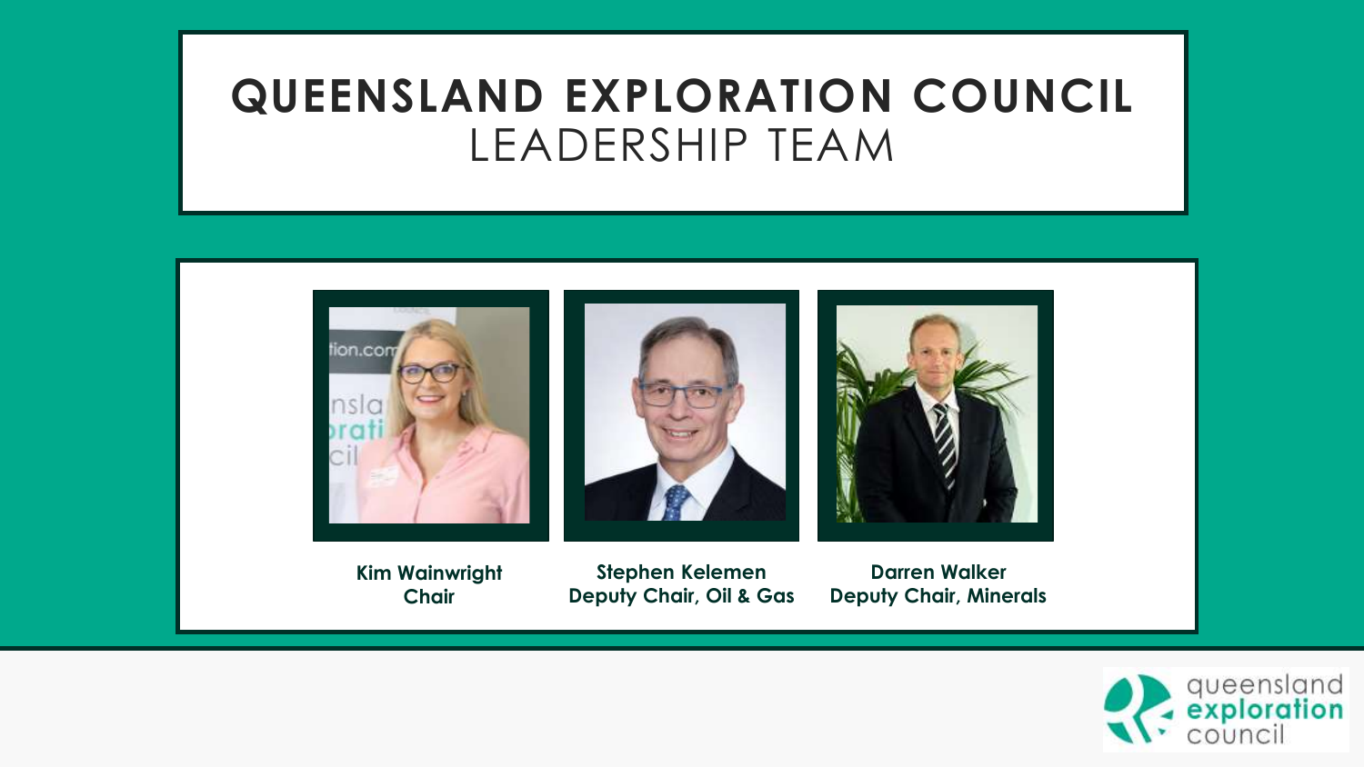# QUEENSLAND EXPLORATION COUNCIL
## LEADERSHIP TEAM

**Kim Wainwright**
**Chair**

**Stephen Kelemen**
**Deputy Chair, Oil & Gas**

**Darren Walker**
**Deputy Chair, Minerals**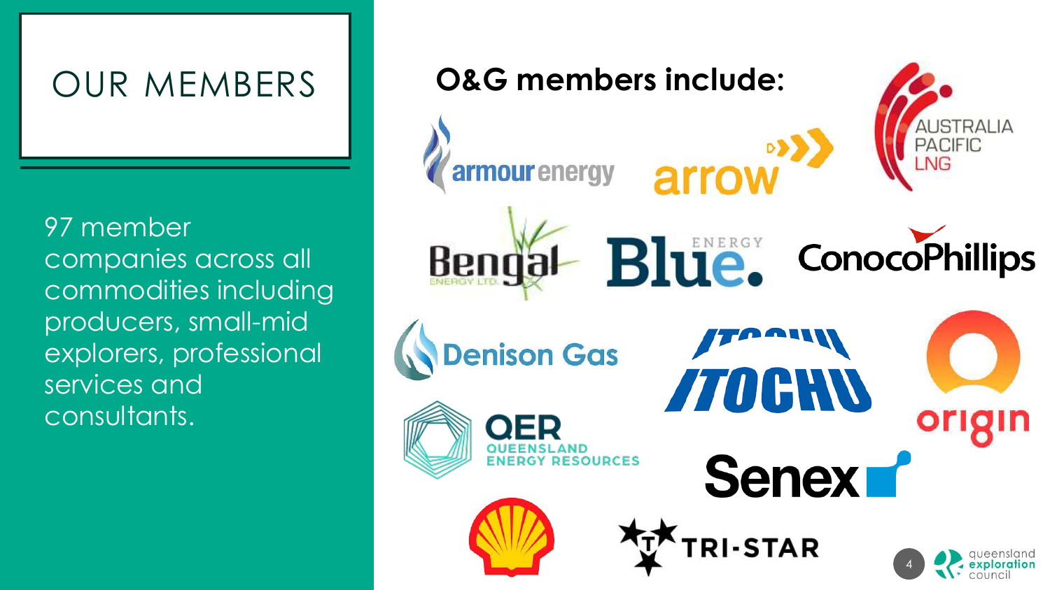# OUR MEMBERS

97 member companies across all commodities including producers, small-mid explorers, professional services and consultants.

**O&G members include:**

- armour energy
- arrow
- Australia Pacific LNG
- Bengal Energy Ltd
- Blue Energy
- ConocoPhillips
- Denison Gas
- ITOCHU
- origin
- QER Queensland Energy Resources
- Senex
- Shell
- Tri-Star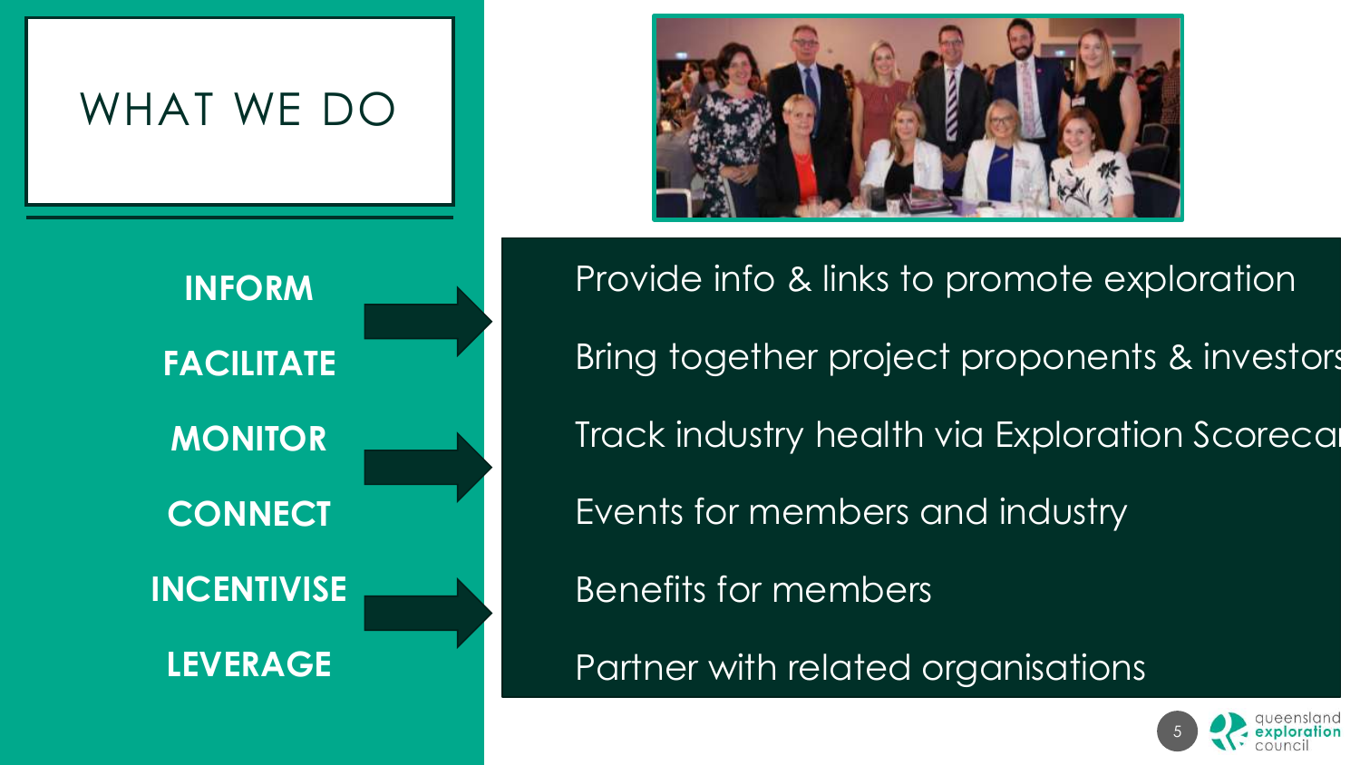# WHAT WE DO

**INFORM**

**FACILITATE**

**MONITOR**

**CONNECT**

**INCENTIVISE**

**LEVERAGE**

- Provide info & links to promote exploration
- Bring together project proponents & investors
- Track industry health via Exploration Scorecard
- Events for members and industry
- Benefits for members
- Partner with related organisations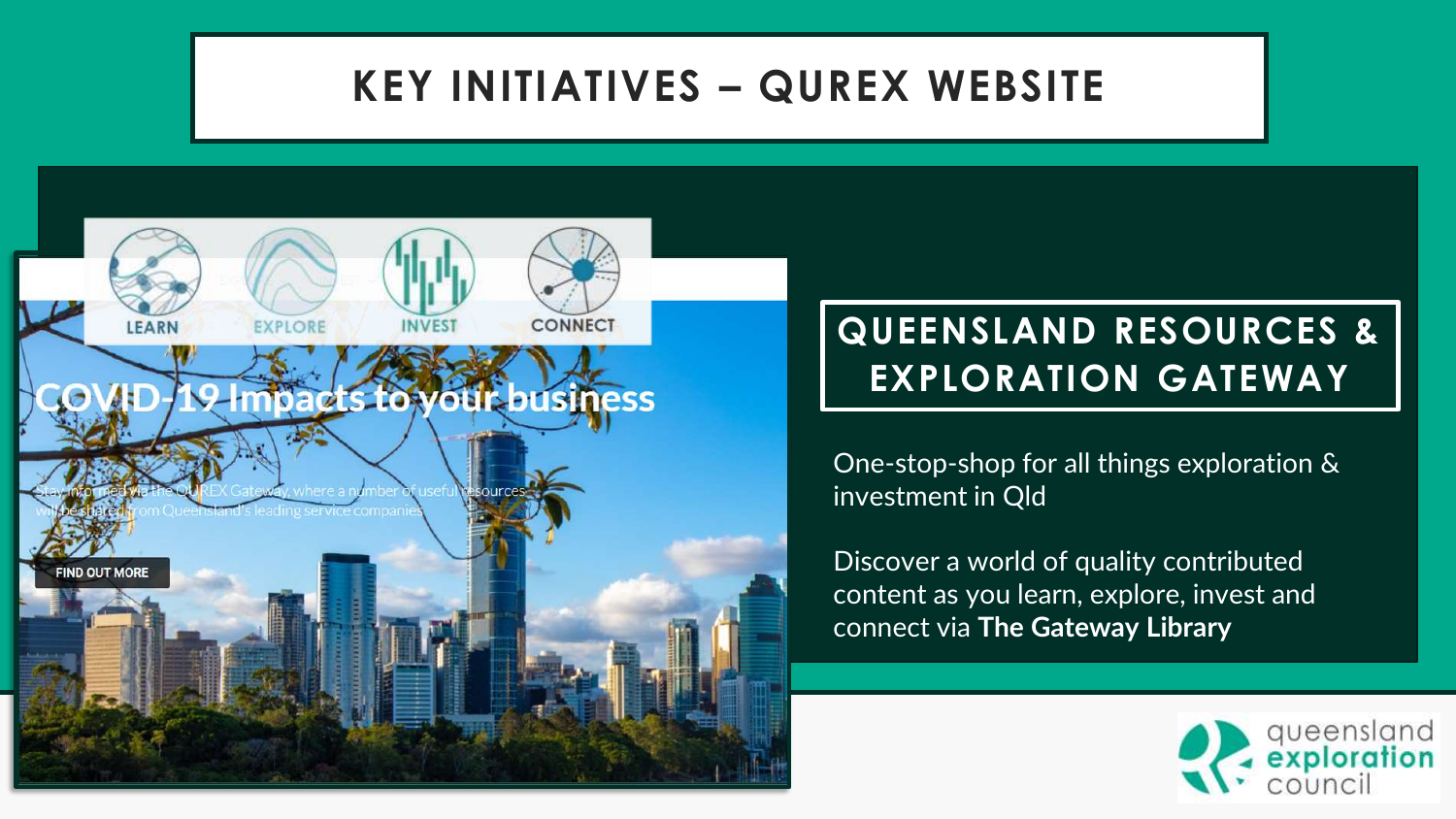# KEY INITIATIVES – QUREX WEBSITE

LEARN EXPLORE INVEST CONNECT

COVID-19 Impacts to your business

Stay informed via the QUREX Gateway, where a number of useful resources will be shared from Queensland's leading service companies

FIND OUT MORE

## QUEENSLAND RESOURCES & EXPLORATION GATEWAY

One-stop-shop for all things exploration & investment in Qld

Discover a world of quality contributed content as you learn, explore, invest and connect via **The Gateway Library**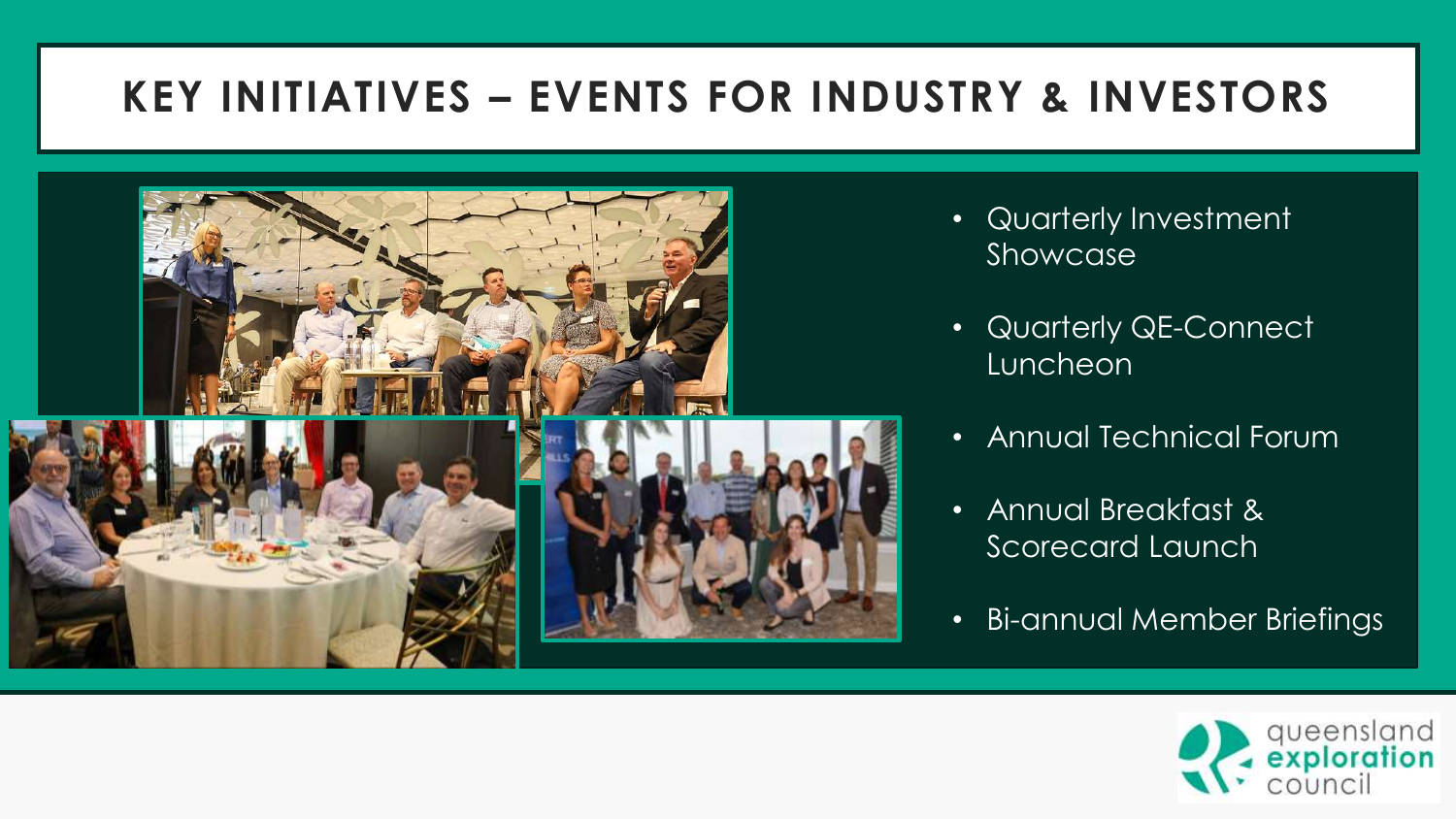# KEY INITIATIVES – EVENTS FOR INDUSTRY & INVESTORS

- Quarterly Investment Showcase
- Quarterly QE-Connect Luncheon
- Annual Technical Forum
- Annual Breakfast & Scorecard Launch
- Bi-annual Member Briefings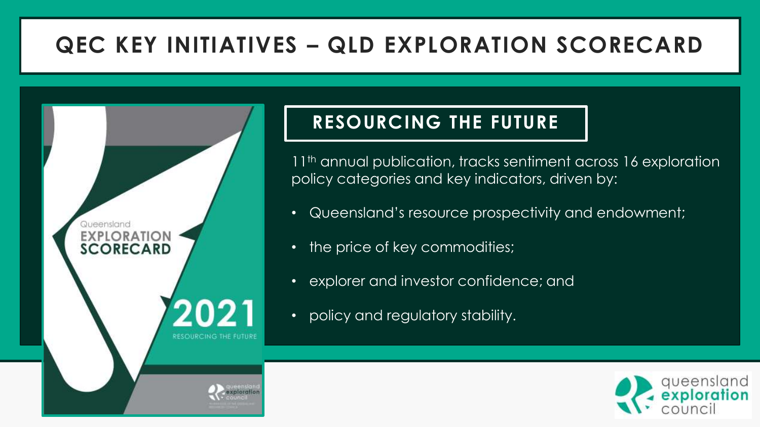# QEC KEY INITIATIVES – QLD EXPLORATION SCORECARD

## RESOURCING THE FUTURE

11th annual publication, tracks sentiment across 16 exploration policy categories and key indicators, driven by:

- Queensland's resource prospectivity and endowment;
- the price of key commodities;
- explorer and investor confidence; and
- policy and regulatory stability.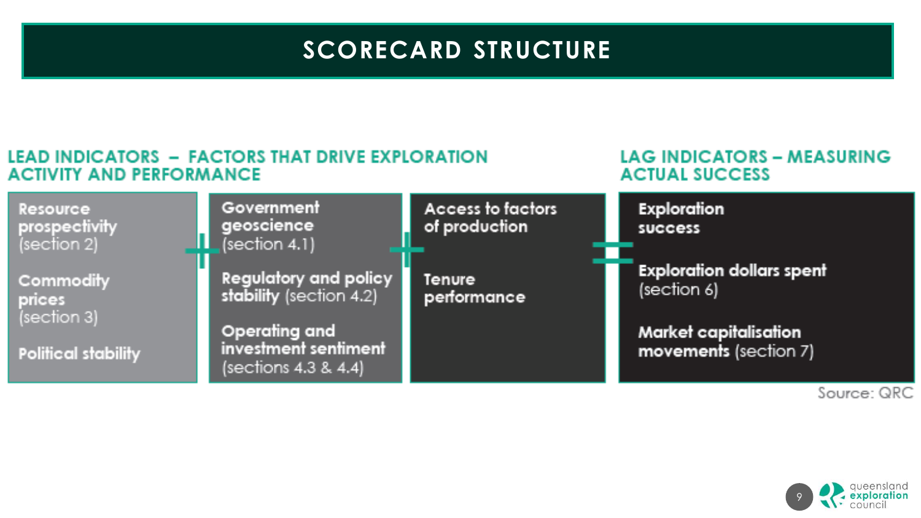# SCORECARD STRUCTURE

## LEAD INDICATORS – FACTORS THAT DRIVE EXPLORATION ACTIVITY AND PERFORMANCE

**Resource prospectivity** (section 2)

**Commodity prices** (section 3)

**Political stability**

+

**Government geoscience** (section 4.1)

**Regulatory and policy stability** (section 4.2)

**Operating and investment sentiment** (sections 4.3 & 4.4)

+

**Access to factors of production**

**Tenure performance**

=

## LAG INDICATORS – MEASURING ACTUAL SUCCESS

**Exploration success**

**Exploration dollars spent** (section 6)

**Market capitalisation movements** (section 7)

Source: QRC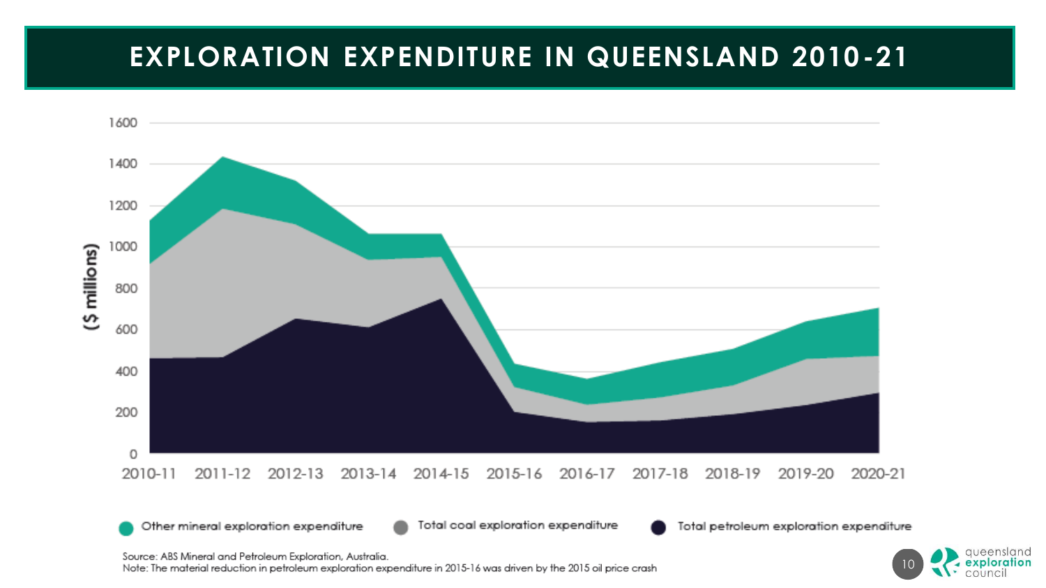# EXPLORATION EXPENDITURE IN QUEENSLAND 2010-21

($ millions)

1600
1400
1200
1000
800
600
400
200
0

2010-11 2011-12 2012-13 2013-14 2014-15 2015-16 2016-17 2017-18 2018-19 2019-20 2020-21

Other mineral exploration expenditure · Total coal exploration expenditure · Total petroleum exploration expenditure

Source: ABS Mineral and Petroleum Exploration, Australia.
Note: The material reduction in petroleum exploration expenditure in 2015-16 was driven by the 2015 oil price crash

queensland exploration council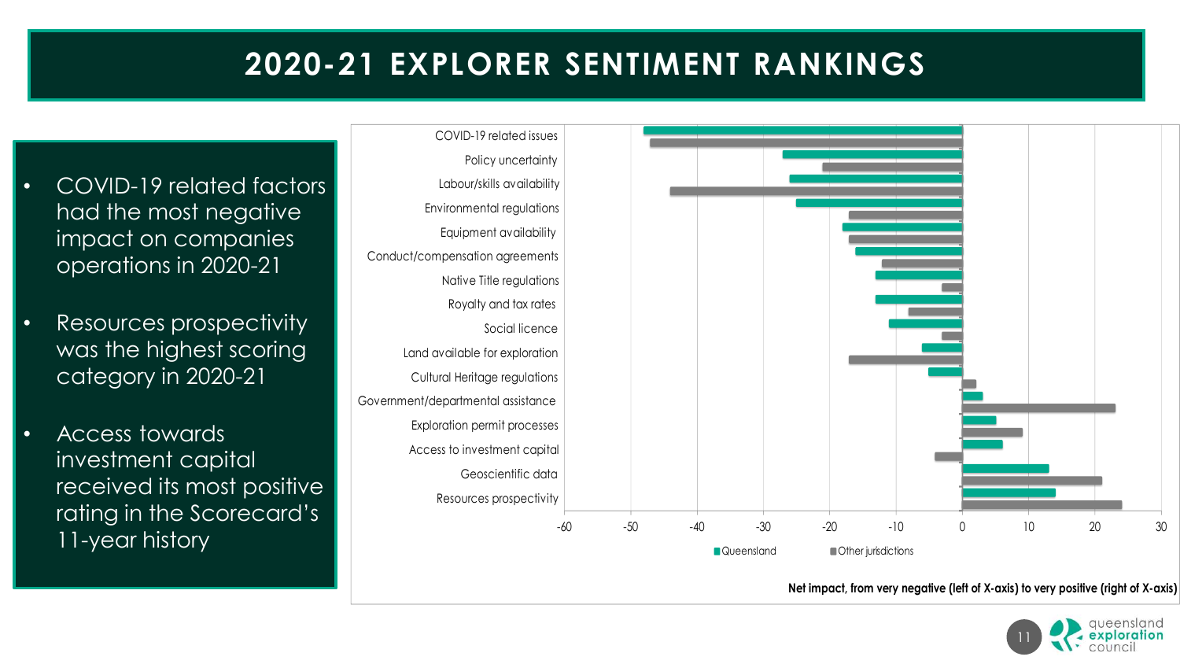# 2020-21 EXPLORER SENTIMENT RANKINGS

- COVID-19 related factors had the most negative impact on companies operations in 2020-21
- Resources prospectivity was the highest scoring category in 2020-21
- Access towards investment capital received its most positive rating in the Scorecard's 11-year history

COVID-19 related issues
Policy uncertainty
Labour/skills availability
Environmental regulations
Equipment availability
Conduct/compensation agreements
Native Title regulations
Royalty and tax rates
Social licence
Land available for exploration
Cultural Heritage regulations
Government/departmental assistance
Exploration permit processes
Access to investment capital
Geoscientific data
Resources prospectivity

-60 -50 -40 -30 -20 -10 0 10 20 30

Queensland  Other jurisdictions

**Net impact, from very negative (left of X-axis) to very positive (right of X-axis)**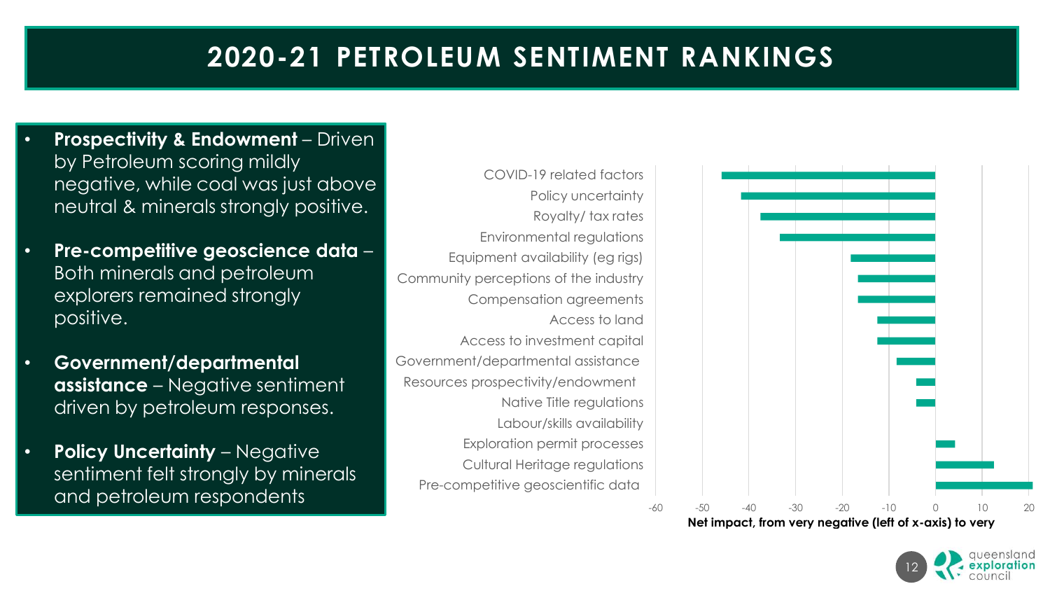# 2020-21 PETROLEUM SENTIMENT RANKINGS

- **Prospectivity & Endowment** – Driven by Petroleum scoring mildly negative, while coal was just above neutral & minerals strongly positive.
- **Pre-competitive geoscience data** – Both minerals and petroleum explorers remained strongly positive.
- **Government/departmental assistance** – Negative sentiment driven by petroleum responses.
- **Policy Uncertainty** – Negative sentiment felt strongly by minerals and petroleum respondents

COVID-19 related factors
Policy uncertainty
Royalty/ tax rates
Environmental regulations
Equipment availability (eg rigs)
Community perceptions of the industry
Compensation agreements
Access to land
Access to investment capital
Government/departmental assistance
Resources prospectivity/endowment
Native Title regulations
Labour/skills availability
Exploration permit processes
Cultural Heritage regulations
Pre-competitive geoscientific data

-60 -50 -40 -30 -20 -10 0 10 20

Net impact, from very negative (left of x-axis) to very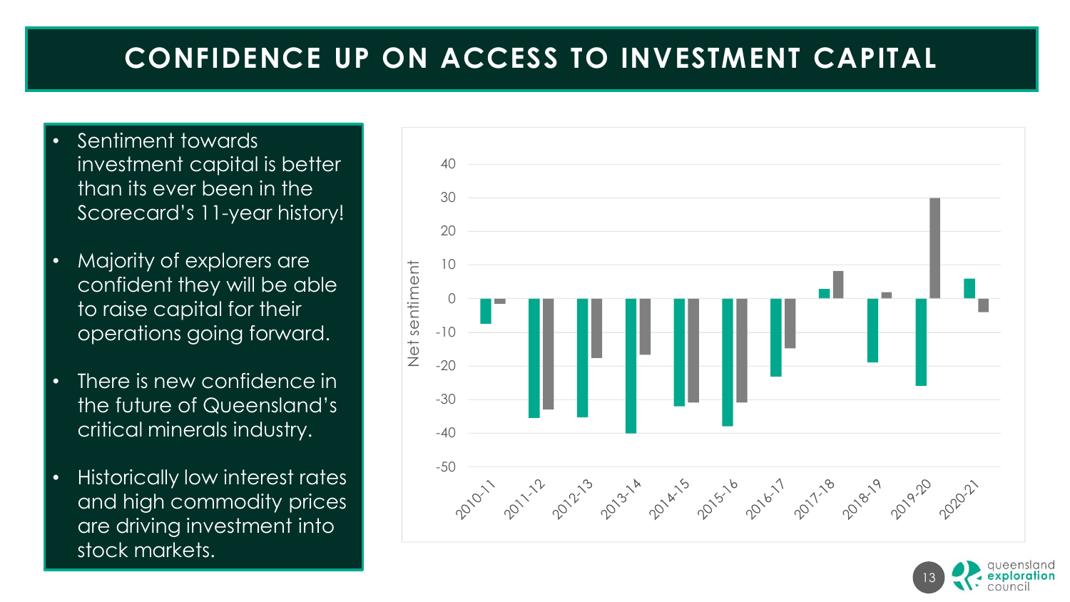# CONFIDENCE UP ON ACCESS TO INVESTMENT CAPITAL

- Sentiment towards investment capital is better than its ever been in the Scorecard's 11-year history!
- Majority of explorers are confident they will be able to raise capital for their operations going forward.
- There is new confidence in the future of Queensland's critical minerals industry.
- Historically low interest rates and high commodity prices are driving investment into stock markets.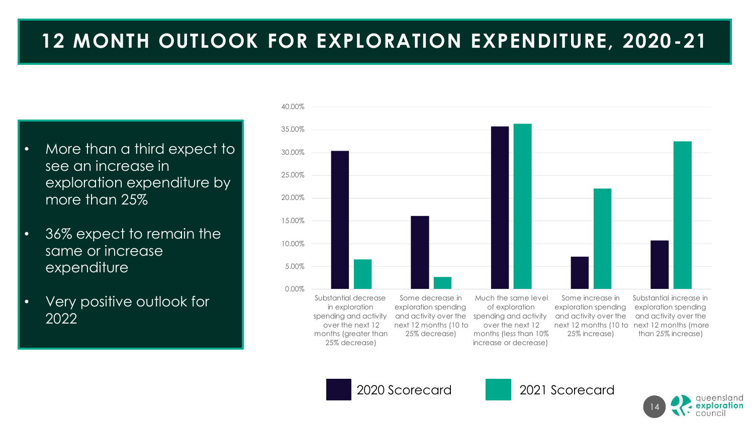# 12 MONTH OUTLOOK FOR EXPLORATION EXPENDITURE, 2020-21

- More than a third expect to see an increase in exploration expenditure by more than 25%
- 36% expect to remain the same or increase expenditure
- Very positive outlook for 2022

| Category | 2020 Scorecard | 2021 Scorecard |
|---|---|---|
| Substantial decrease in exploration spending and activity over the next 12 months (greater than 25% decrease) | ~30.4% | ~6.5% |
| Some decrease in exploration spending and activity over the next 12 months (10 to 25% decrease) | ~16.1% | ~2.6% |
| Much the same level of exploration spending and activity over the next 12 months (less than 10% increase or decrease) | ~35.7% | ~36.4% |
| Some increase in exploration spending and activity over the next 12 months (10 to 25% increase) | ~7.1% | ~22.1% |
| Substantial increase in exploration spending and activity over the next 12 months (more than 25% increase) | ~10.7% | ~32.5% |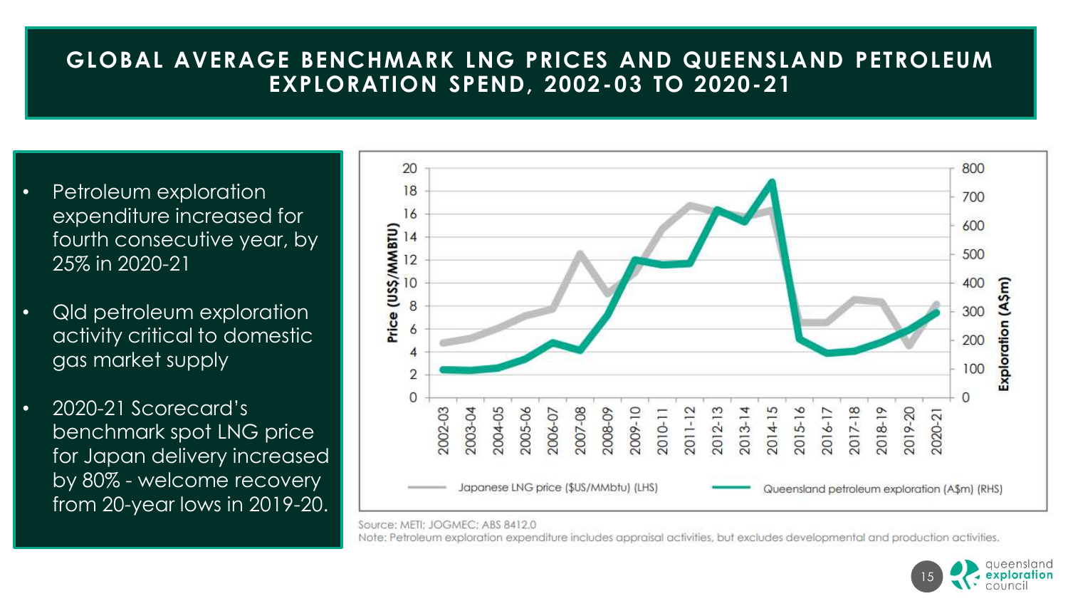# GLOBAL AVERAGE BENCHMARK LNG PRICES AND QUEENSLAND PETROLEUM EXPLORATION SPEND, 2002-03 TO 2020-21

- Petroleum exploration expenditure increased for fourth consecutive year, by 25% in 2020-21
- Qld petroleum exploration activity critical to domestic gas market supply
- 2020-21 Scorecard's benchmark spot LNG price for Japan delivery increased by 80% - welcome recovery from 20-year lows in 2019-20.

Source: METI; JOGMEC; ABS 8412.0

Note: Petroleum exploration expenditure includes appraisal activities, but excludes developmental and production activities.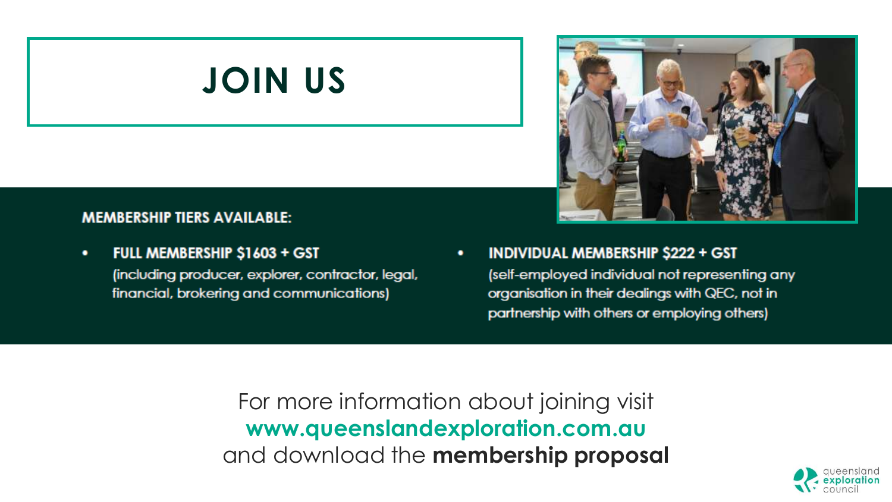# JOIN US

**MEMBERSHIP TIERS AVAILABLE:**

- **FULL MEMBERSHIP $1603 + GST**
  (including producer, explorer, contractor, legal, financial, brokering and communications)
- **INDIVIDUAL MEMBERSHIP $222 + GST**
  (self-employed individual not representing any organisation in their dealings with QEC, not in partnership with others or employing others)

For more information about joining visit
**www.queenslandexploration.com.au**
and download the **membership proposal**

queensland exploration council